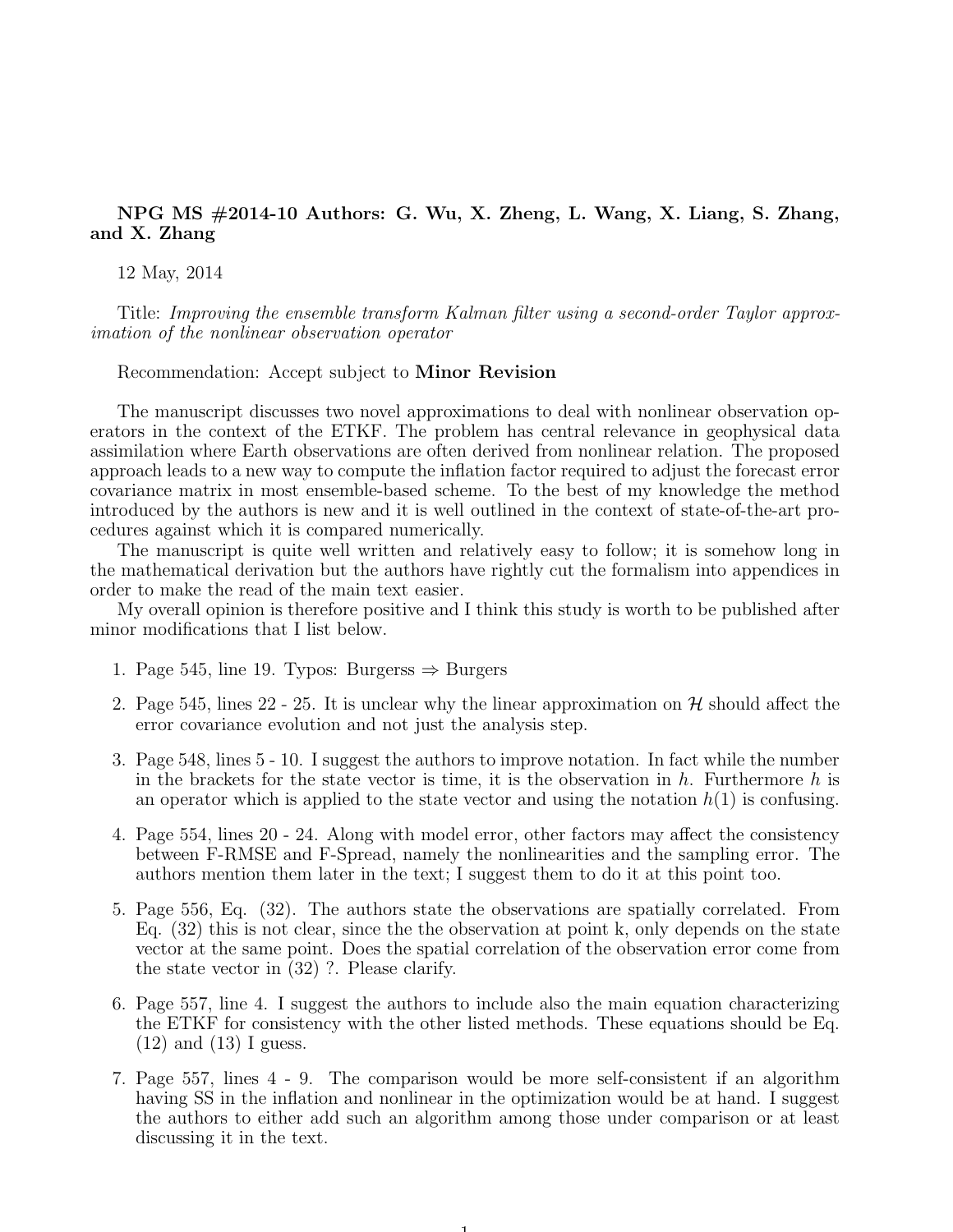**NPG MS #2014-10 Authors: G. Wu, X. Zheng, L. Wang, X. Liang, S. Zhang, and X. Zhang**

12 May, 2014

Title: *Improving the ensemble transform Kalman filter using a second-order Taylor approximation of the nonlinear observation operator*

Recommendation: Accept subject to **Minor Revision**

The manuscript discusses two novel approximations to deal with nonlinear observation operators in the context of the ETKF. The problem has central relevance in geophysical data assimilation where Earth observations are often derived from nonlinear relation. The proposed approach leads to a new way to compute the inflation factor required to adjust the forecast error covariance matrix in most ensemble-based scheme. To the best of my knowledge the method introduced by the authors is new and it is well outlined in the context of state-of-the-art procedures against which it is compared numerically.

The manuscript is quite well written and relatively easy to follow; it is somehow long in the mathematical derivation but the authors have rightly cut the formalism into appendices in order to make the read of the main text easier.

My overall opinion is therefore positive and I think this study is worth to be published after minor modifications that I list below.

1. Page 545, line 19. Typos: Burgerss ⇒ Burgers
2. Page 545, lines 22 - 25. It is unclear why the linear approximation on $\mathcal{H}$ should affect the error covariance evolution and not just the analysis step.
3. Page 548, lines 5 - 10. I suggest the authors to improve notation. In fact while the number in the brackets for the state vector is time, it is the observation in $h$. Furthermore $h$ is an operator which is applied to the state vector and using the notation $h(1)$ is confusing.
4. Page 554, lines 20 - 24. Along with model error, other factors may affect the consistency between F-RMSE and F-Spread, namely the nonlinearities and the sampling error. The authors mention them later in the text; I suggest them to do it at this point too.
5. Page 556, Eq. (32). The authors state the observations are spatially correlated. From Eq. (32) this is not clear, since the the observation at point k, only depends on the state vector at the same point. Does the spatial correlation of the observation error come from the state vector in (32) ?. Please clarify.
6. Page 557, line 4. I suggest the authors to include also the main equation characterizing the ETKF for consistency with the other listed methods. These equations should be Eq. (12) and (13) I guess.
7. Page 557, lines 4 - 9. The comparison would be more self-consistent if an algorithm having SS in the inflation and nonlinear in the optimization would be at hand. I suggest the authors to either add such an algorithm among those under comparison or at least discussing it in the text.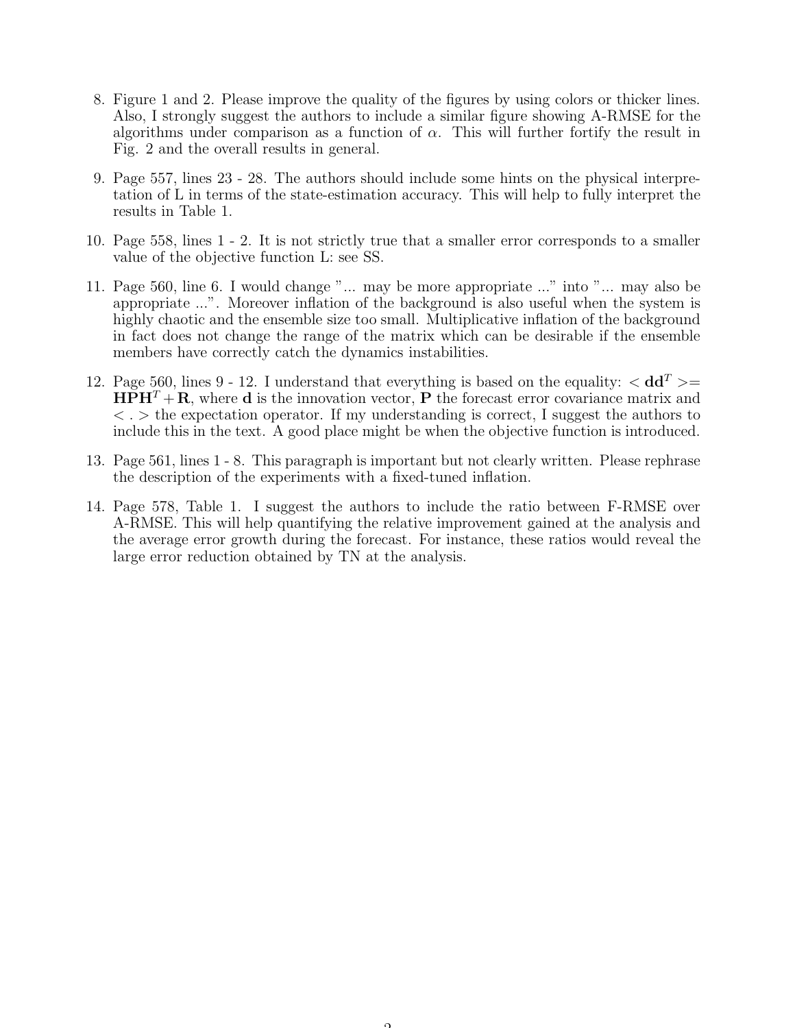8. Figure 1 and 2. Please improve the quality of the figures by using colors or thicker lines. Also, I strongly suggest the authors to include a similar figure showing A-RMSE for the algorithms under comparison as a function of $\alpha$. This will further fortify the result in Fig. 2 and the overall results in general.

9. Page 557, lines 23 - 28. The authors should include some hints on the physical interpretation of L in terms of the state-estimation accuracy. This will help to fully interpret the results in Table 1.

10. Page 558, lines 1 - 2. It is not strictly true that a smaller error corresponds to a smaller value of the objective function L: see SS.

11. Page 560, line 6. I would change "... may be more appropriate ..." into "... may also be appropriate ...". Moreover inflation of the background is also useful when the system is highly chaotic and the ensemble size too small. Multiplicative inflation of the background in fact does not change the range of the matrix which can be desirable if the ensemble members have correctly catch the dynamics instabilities.

12. Page 560, lines 9 - 12. I understand that everything is based on the equality: $< \mathbf{d}\mathbf{d}^T > = \mathbf{H}\mathbf{P}\mathbf{H}^T + \mathbf{R}$, where $\mathbf{d}$ is the innovation vector, $\mathbf{P}$ the forecast error covariance matrix and $< . >$ the expectation operator. If my understanding is correct, I suggest the authors to include this in the text. A good place might be when the objective function is introduced.

13. Page 561, lines 1 - 8. This paragraph is important but not clearly written. Please rephrase the description of the experiments with a fixed-tuned inflation.

14. Page 578, Table 1. I suggest the authors to include the ratio between F-RMSE over A-RMSE. This will help quantifying the relative improvement gained at the analysis and the average error growth during the forecast. For instance, these ratios would reveal the large error reduction obtained by TN at the analysis.